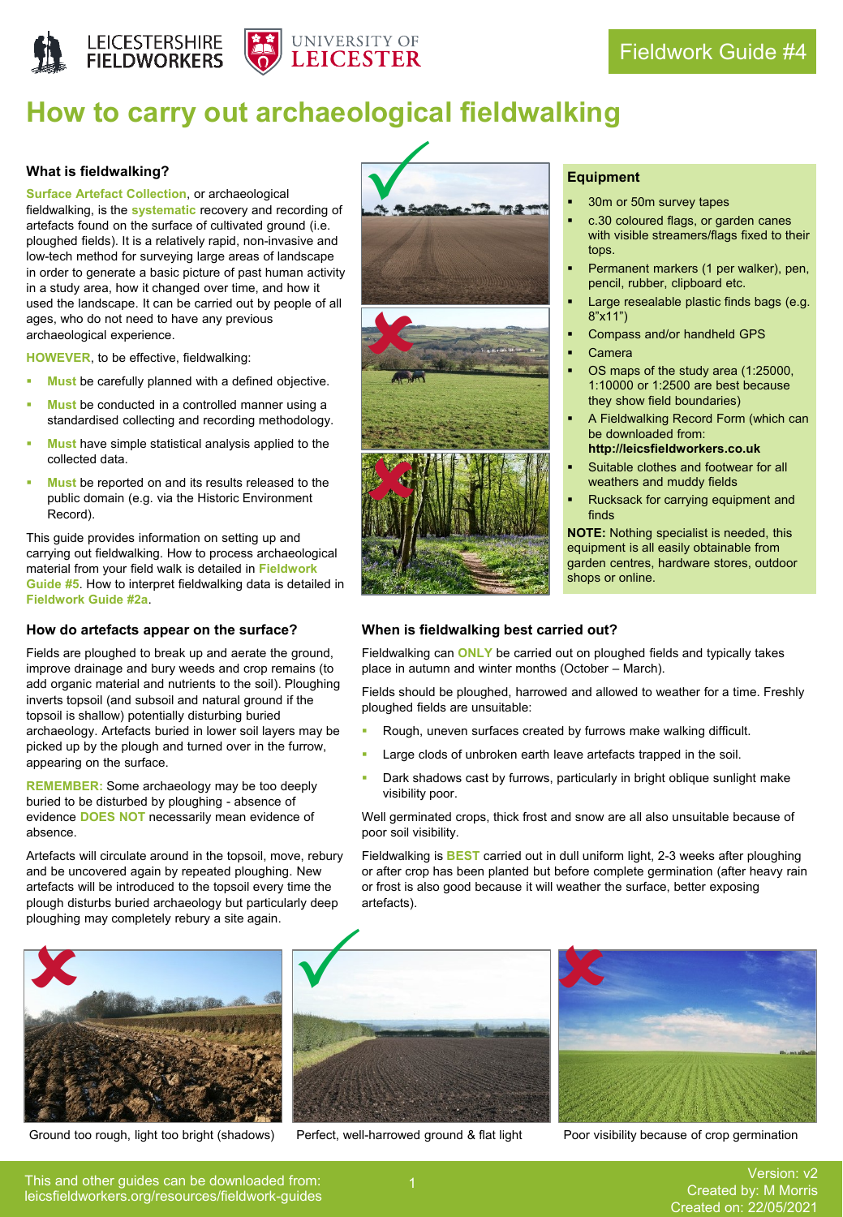LEICESTERSHIRE FIELDWORKERS | UNIVERSITY OF LEICESTER

Fieldwork Guide #4

# How to carry out archaeological fieldwalking

### What is fieldwalking?

**Surface Artefact Collection**, or archaeological fieldwalking, is the **systematic** recovery and recording of artefacts found on the surface of cultivated ground (i.e. ploughed fields). It is a relatively rapid, non-invasive and low-tech method for surveying large areas of landscape in order to generate a basic picture of past human activity in a study area, how it changed over time, and how it used the landscape. It can be carried out by people of all ages, who do not need to have any previous archaeological experience.

**HOWEVER**, to be effective, fieldwalking:

- **Must** be carefully planned with a defined objective.
- **Must** be conducted in a controlled manner using a standardised collecting and recording methodology.
- **Must** have simple statistical analysis applied to the collected data.
- **Must** be reported on and its results released to the public domain (e.g. via the Historic Environment Record).

This guide provides information on setting up and carrying out fieldwalking. How to process archaeological material from your field walk is detailed in **Fieldwork Guide #5**. How to interpret fieldwalking data is detailed in **Fieldwork Guide #2a**.

### Equipment

- 30m or 50m survey tapes
- c.30 coloured flags, or garden canes with visible streamers/flags fixed to their tops.
- Permanent markers (1 per walker), pen, pencil, rubber, clipboard etc.
- Large resealable plastic finds bags (e.g. 8"x11")
- Compass and/or handheld GPS
- Camera
- OS maps of the study area (1:25000, 1:10000 or 1:2500 are best because they show field boundaries)
- A Fieldwalking Record Form (which can be downloaded from: **http://leicsfieldworkers.co.uk**
- Suitable clothes and footwear for all weathers and muddy fields
- Rucksack for carrying equipment and finds

**NOTE:** Nothing specialist is needed, this equipment is all easily obtainable from garden centres, hardware stores, outdoor shops or online.

### How do artefacts appear on the surface?

Fields are ploughed to break up and aerate the ground, improve drainage and bury weeds and crop remains (to add organic material and nutrients to the soil). Ploughing inverts topsoil (and subsoil and natural ground if the topsoil is shallow) potentially disturbing buried archaeology. Artefacts buried in lower soil layers may be picked up by the plough and turned over in the furrow, appearing on the surface.

**REMEMBER:** Some archaeology may be too deeply buried to be disturbed by ploughing - absence of evidence **DOES NOT** necessarily mean evidence of absence.

Artefacts will circulate around in the topsoil, move, rebury and be uncovered again by repeated ploughing. New artefacts will be introduced to the topsoil every time the plough disturbs buried archaeology but particularly deep ploughing may completely rebury a site again.

### When is fieldwalking best carried out?

Fieldwalking can **ONLY** be carried out on ploughed fields and typically takes place in autumn and winter months (October – March).

Fields should be ploughed, harrowed and allowed to weather for a time. Freshly ploughed fields are unsuitable:

- Rough, uneven surfaces created by furrows make walking difficult.
- Large clods of unbroken earth leave artefacts trapped in the soil.
- Dark shadows cast by furrows, particularly in bright oblique sunlight make visibility poor.

Well germinated crops, thick frost and snow are all also unsuitable because of poor soil visibility.

Fieldwalking is **BEST** carried out in dull uniform light, 2-3 weeks after ploughing or after crop has been planted but before complete germination (after heavy rain or frost is also good because it will weather the surface, better exposing artefacts).

Ground too rough, light too bright (shadows)

Perfect, well-harrowed ground & flat light

Poor visibility because of crop germination

This and other guides can be downloaded from: leicsfieldworkers.org/resources/fieldwork-guides

Version: v2
Created by: M Morris
Created on: 22/05/2021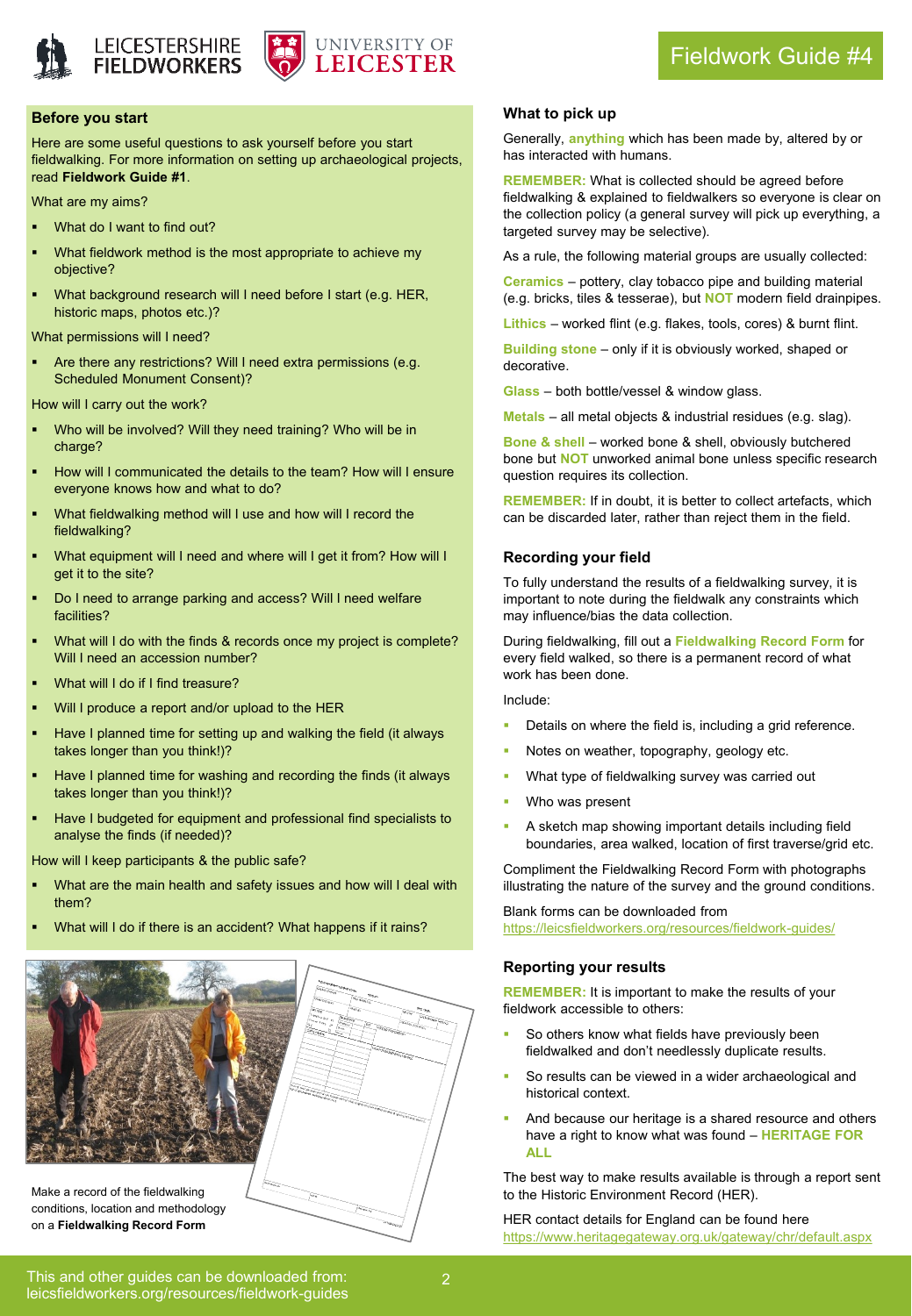## Before you start

Here are some useful questions to ask yourself before you start fieldwalking. For more information on setting up archaeological projects, read **Fieldwork Guide #1**.

What are my aims?

- What do I want to find out?
- What fieldwork method is the most appropriate to achieve my objective?
- What background research will I need before I start (e.g. HER, historic maps, photos etc.)?

What permissions will I need?

- Are there any restrictions? Will I need extra permissions (e.g. Scheduled Monument Consent)?

How will I carry out the work?

- Who will be involved? Will they need training? Who will be in charge?
- How will I communicated the details to the team? How will I ensure everyone knows how and what to do?
- What fieldwalking method will I use and how will I record the fieldwalking?
- What equipment will I need and where will I get it from? How will I get it to the site?
- Do I need to arrange parking and access? Will I need welfare facilities?
- What will I do with the finds & records once my project is complete? Will I need an accession number?
- What will I do if I find treasure?
- Will I produce a report and/or upload to the HER
- Have I planned time for setting up and walking the field (it always takes longer than you think!)?
- Have I planned time for washing and recording the finds (it always takes longer than you think!)?
- Have I budgeted for equipment and professional find specialists to analyse the finds (if needed)?

How will I keep participants & the public safe?

- What are the main health and safety issues and how will I deal with them?
- What will I do if there is an accident? What happens if it rains?

Make a record of the fieldwalking conditions, location and methodology on a **Fieldwalking Record Form**

## What to pick up

Generally, **anything** which has been made by, altered by or has interacted with humans.

**REMEMBER:** What is collected should be agreed before fieldwalking & explained to fieldwalkers so everyone is clear on the collection policy (a general survey will pick up everything, a targeted survey may be selective).

As a rule, the following material groups are usually collected:

**Ceramics** – pottery, clay tobacco pipe and building material (e.g. bricks, tiles & tesserae), but **NOT** modern field drainpipes.

**Lithics** – worked flint (e.g. flakes, tools, cores) & burnt flint.

**Building stone** – only if it is obviously worked, shaped or decorative.

**Glass** – both bottle/vessel & window glass.

**Metals** – all metal objects & industrial residues (e.g. slag).

**Bone & shell** – worked bone & shell, obviously butchered bone but **NOT** unworked animal bone unless specific research question requires its collection.

**REMEMBER:** If in doubt, it is better to collect artefacts, which can be discarded later, rather than reject them in the field.

## Recording your field

To fully understand the results of a fieldwalking survey, it is important to note during the fieldwalk any constraints which may influence/bias the data collection.

During fieldwalking, fill out a **Fieldwalking Record Form** for every field walked, so there is a permanent record of what work has been done.

Include:

- Details on where the field is, including a grid reference.
- Notes on weather, topography, geology etc.
- What type of fieldwalking survey was carried out
- Who was present
- A sketch map showing important details including field boundaries, area walked, location of first traverse/grid etc.

Compliment the Fieldwalking Record Form with photographs illustrating the nature of the survey and the ground conditions.

Blank forms can be downloaded from https://leicsfieldworkers.org/resources/fieldwork-guides/

## Reporting your results

**REMEMBER:** It is important to make the results of your fieldwork accessible to others:

- So others know what fields have previously been fieldwalked and don't needlessly duplicate results.
- So results can be viewed in a wider archaeological and historical context.
- And because our heritage is a shared resource and others have a right to know what was found – **HERITAGE FOR ALL**

The best way to make results available is through a report sent to the Historic Environment Record (HER).

HER contact details for England can be found here https://www.heritagegateway.org.uk/gateway/chr/default.aspx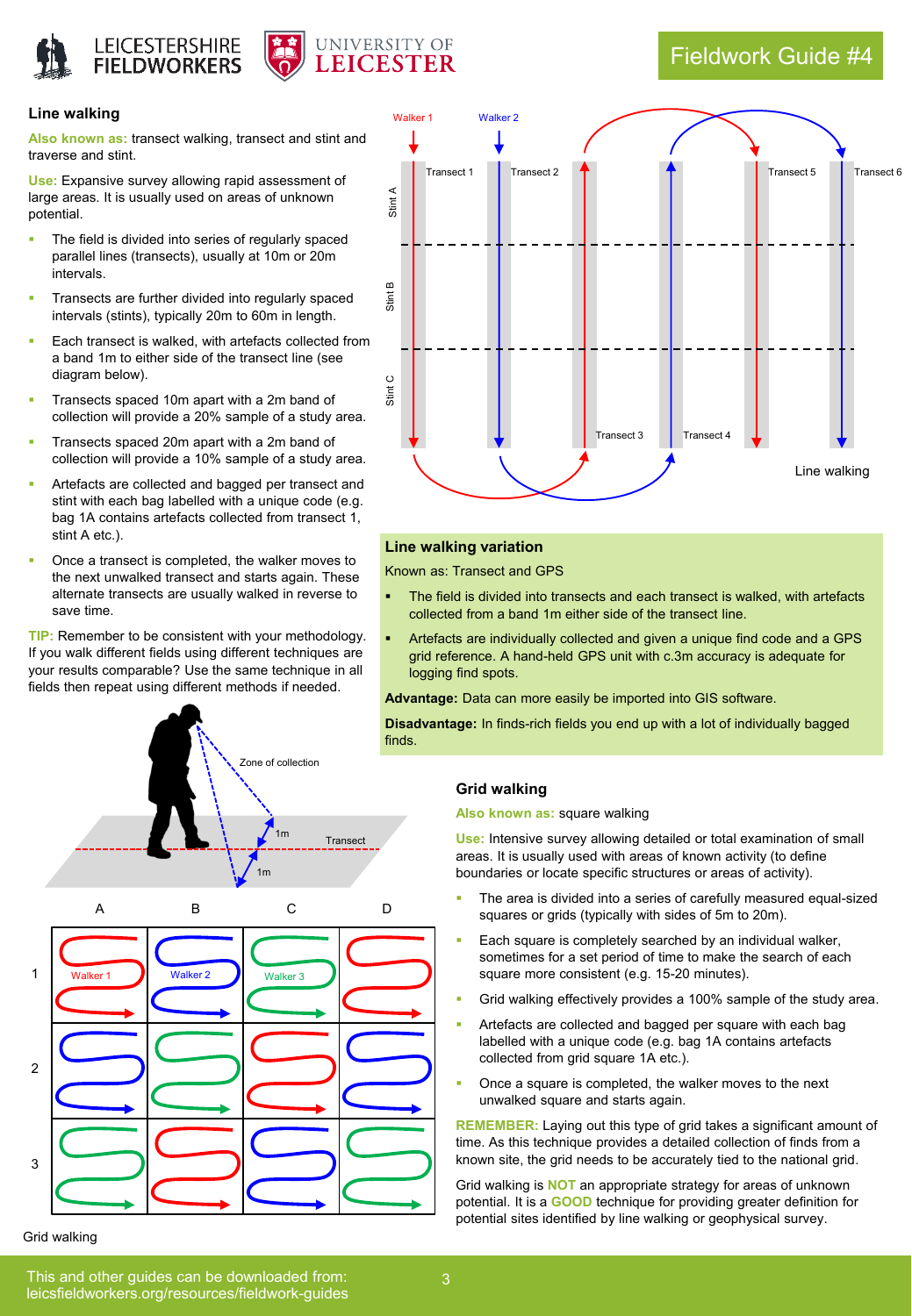## Line walking

**Also known as:** transect walking, transect and stint and traverse and stint.

**Use:** Expansive survey allowing rapid assessment of large areas. It is usually used on areas of unknown potential.

- The field is divided into series of regularly spaced parallel lines (transects), usually at 10m or 20m intervals.
- Transects are further divided into regularly spaced intervals (stints), typically 20m to 60m in length.
- Each transect is walked, with artefacts collected from a band 1m to either side of the transect line (see diagram below).
- Transects spaced 10m apart with a 2m band of collection will provide a 20% sample of a study area.
- Transects spaced 20m apart with a 2m band of collection will provide a 10% sample of a study area.
- Artefacts are collected and bagged per transect and stint with each bag labelled with a unique code (e.g. bag 1A contains artefacts collected from transect 1, stint A etc.).
- Once a transect is completed, the walker moves to the next unwalked transect and starts again. These alternate transects are usually walked in reverse to save time.

**TIP:** Remember to be consistent with your methodology. If you walk different fields using different techniques are your results comparable? Use the same technique in all fields then repeat using different methods if needed.

Line walking

## Line walking variation

Known as: Transect and GPS

- The field is divided into transects and each transect is walked, with artefacts collected from a band 1m either side of the transect line.
- Artefacts are individually collected and given a unique find code and a GPS grid reference. A hand-held GPS unit with c.3m accuracy is adequate for logging find spots.

**Advantage:** Data can more easily be imported into GIS software.

**Disadvantage:** In finds-rich fields you end up with a lot of individually bagged finds.

Grid walking

## Grid walking

**Also known as:** square walking

**Use:** Intensive survey allowing detailed or total examination of small areas. It is usually used with areas of known activity (to define boundaries or locate specific structures or areas of activity).

- The area is divided into a series of carefully measured equal-sized squares or grids (typically with sides of 5m to 20m).
- Each square is completely searched by an individual walker, sometimes for a set period of time to make the search of each square more consistent (e.g. 15-20 minutes).
- Grid walking effectively provides a 100% sample of the study area.
- Artefacts are collected and bagged per square with each bag labelled with a unique code (e.g. bag 1A contains artefacts collected from grid square 1A etc.).
- Once a square is completed, the walker moves to the next unwalked square and starts again.

**REMEMBER:** Laying out this type of grid takes a significant amount of time. As this technique provides a detailed collection of finds from a known site, the grid needs to be accurately tied to the national grid.

Grid walking is **NOT** an appropriate strategy for areas of unknown potential. It is a **GOOD** technique for providing greater definition for potential sites identified by line walking or geophysical survey.

This and other guides can be downloaded from: leicsfieldworkers.org/resources/fieldwork-guides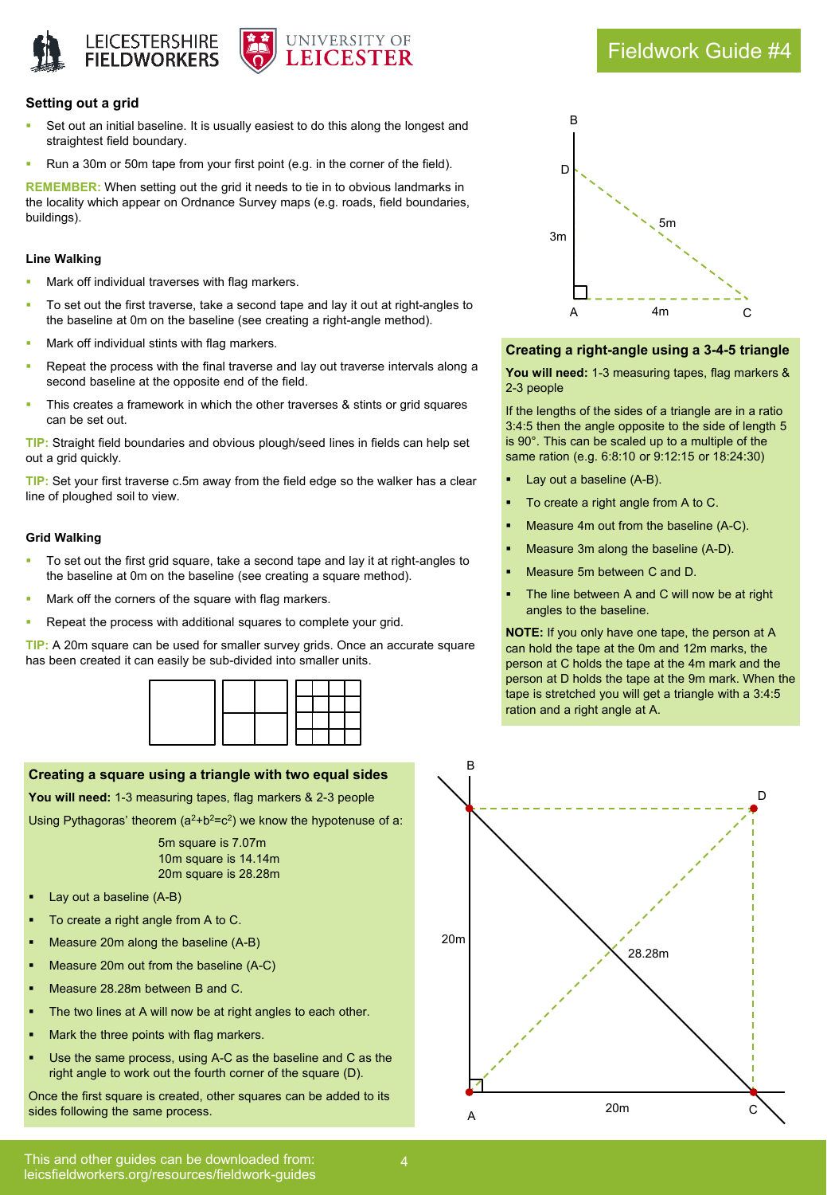Fieldwork Guide #4

## Setting out a grid

- Set out an initial baseline. It is usually easiest to do this along the longest and straightest field boundary.
- Run a 30m or 50m tape from your first point (e.g. in the corner of the field).

**REMEMBER:** When setting out the grid it needs to tie in to obvious landmarks in the locality which appear on Ordnance Survey maps (e.g. roads, field boundaries, buildings).

### Line Walking

- Mark off individual traverses with flag markers.
- To set out the first traverse, take a second tape and lay it out at right-angles to the baseline at 0m on the baseline (see creating a right-angle method).
- Mark off individual stints with flag markers.
- Repeat the process with the final traverse and lay out traverse intervals along a second baseline at the opposite end of the field.
- This creates a framework in which the other traverses & stints or grid squares can be set out.

**TIP:** Straight field boundaries and obvious plough/seed lines in fields can help set out a grid quickly.

**TIP:** Set your first traverse c.5m away from the field edge so the walker has a clear line of ploughed soil to view.

### Grid Walking

- To set out the first grid square, take a second tape and lay it at right-angles to the baseline at 0m on the baseline (see creating a square method).
- Mark off the corners of the square with flag markers.
- Repeat the process with additional squares to complete your grid.

**TIP:** A 20m square can be used for smaller survey grids. Once an accurate square has been created it can easily be sub-divided into smaller units.

B

D

5m

3m

A

4m

C

### Creating a right-angle using a 3-4-5 triangle

**You will need:** 1-3 measuring tapes, flag markers & 2-3 people

If the lengths of the sides of a triangle are in a ratio 3:4:5 then the angle opposite to the side of length 5 is 90°. This can be scaled up to a multiple of the same ration (e.g. 6:8:10 or 9:12:15 or 18:24:30)

- Lay out a baseline (A-B).
- To create a right angle from A to C.
- Measure 4m out from the baseline (A-C).
- Measure 3m along the baseline (A-D).
- Measure 5m between C and D.
- The line between A and C will now be at right angles to the baseline.

**NOTE:** If you only have one tape, the person at A can hold the tape at the 0m and 12m marks, the person at C holds the tape at the 4m mark and the person at D holds the tape at the 9m mark. When the tape is stretched you will get a triangle with a 3:4:5 ration and a right angle at A.

### Creating a square using a triangle with two equal sides

**You will need:** 1-3 measuring tapes, flag markers & 2-3 people

Using Pythagoras' theorem ($a^2+b^2=c^2$) we know the hypotenuse of a:

5m square is 7.07m
10m square is 14.14m
20m square is 28.28m

- Lay out a baseline (A-B)
- To create a right angle from A to C.
- Measure 20m along the baseline (A-B)
- Measure 20m out from the baseline (A-C)
- Measure 28.28m between B and C.
- The two lines at A will now be at right angles to each other.
- Mark the three points with flag markers.
- Use the same process, using A-C as the baseline and C as the right angle to work out the fourth corner of the square (D).

Once the first square is created, other squares can be added to its sides following the same process.

B

D

20m

28.28m

A

20m

C

This and other guides can be downloaded from:
leicsfieldworkers.org/resources/fieldwork-guides